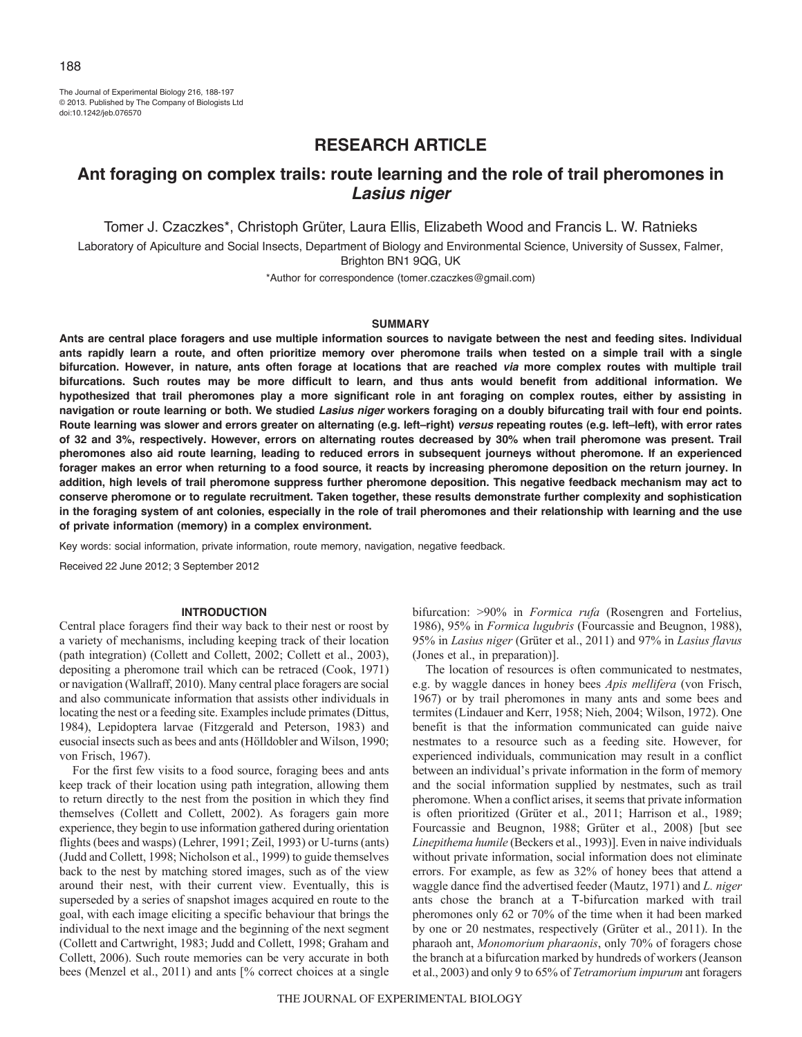## RESEARCH ARTICLE

# Ant foraging on complex trails: route learning and the role of trail pheromones in *Lasius niger*

Tomer J. Czaczkes*, Christoph Grüter, Laura Ellis, Elizabeth Wood and Francis L. W. Ratnieks

Laboratory of Apiculture and Social Insects, Department of Biology and Environmental Science, University of Sussex, Falmer, Brighton BN1 9QG, UK

*Author for correspondence (tomer.czaczkes@gmail.com)

### SUMMARY

**Ants are central place foragers and use multiple information sources to navigate between the nest and feeding sites. Individual ants rapidly learn a route, and often prioritize memory over pheromone trails when tested on a simple trail with a single bifurcation. However, in nature, ants often forage at locations that are reached *via* more complex routes with multiple trail bifurcations. Such routes may be more difficult to learn, and thus ants would benefit from additional information. We hypothesized that trail pheromones play a more significant role in ant foraging on complex routes, either by assisting in navigation or route learning or both. We studied *Lasius niger* workers foraging on a doubly bifurcating trail with four end points. Route learning was slower and errors greater on alternating (e.g. left–right) *versus* repeating routes (e.g. left–left), with error rates of 32 and 3%, respectively. However, errors on alternating routes decreased by 30% when trail pheromone was present. Trail pheromones also aid route learning, leading to reduced errors in subsequent journeys without pheromone. If an experienced forager makes an error when returning to a food source, it reacts by increasing pheromone deposition on the return journey. In addition, high levels of trail pheromone suppress further pheromone deposition. This negative feedback mechanism may act to conserve pheromone or to regulate recruitment. Taken together, these results demonstrate further complexity and sophistication in the foraging system of ant colonies, especially in the role of trail pheromones and their relationship with learning and the use of private information (memory) in a complex environment.**

Key words: social information, private information, route memory, navigation, negative feedback.

Received 22 June 2012; 3 September 2012

### INTRODUCTION

Central place foragers find their way back to their nest or roost by a variety of mechanisms, including keeping track of their location (path integration) (Collett and Collett, 2002; Collett et al., 2003), depositing a pheromone trail which can be retraced (Cook, 1971) or navigation (Wallraff, 2010). Many central place foragers are social and also communicate information that assists other individuals in locating the nest or a feeding site. Examples include primates (Dittus, 1984), Lepidoptera larvae (Fitzgerald and Peterson, 1983) and eusocial insects such as bees and ants (Hölldobler and Wilson, 1990; von Frisch, 1967).

For the first few visits to a food source, foraging bees and ants keep track of their location using path integration, allowing them to return directly to the nest from the position in which they find themselves (Collett and Collett, 2002). As foragers gain more experience, they begin to use information gathered during orientation flights (bees and wasps) (Lehrer, 1991; Zeil, 1993) or U-turns (ants) (Judd and Collett, 1998; Nicholson et al., 1999) to guide themselves back to the nest by matching stored images, such as of the view around their nest, with their current view. Eventually, this is superseded by a series of snapshot images acquired en route to the goal, with each image eliciting a specific behaviour that brings the individual to the next image and the beginning of the next segment (Collett and Cartwright, 1983; Judd and Collett, 1998; Graham and Collett, 2006). Such route memories can be very accurate in both bees (Menzel et al., 2011) and ants [% correct choices at a single bifurcation: >90% in *Formica rufa* (Rosengren and Fortelius, 1986), 95% in *Formica lugubris* (Fourcassie and Beugnon, 1988), 95% in *Lasius niger* (Grüter et al., 2011) and 97% in *Lasius flavus* (Jones et al., in preparation)].

The location of resources is often communicated to nestmates, e.g. by waggle dances in honey bees *Apis mellifera* (von Frisch, 1967) or by trail pheromones in many ants and some bees and termites (Lindauer and Kerr, 1958; Nieh, 2004; Wilson, 1972). One benefit is that the information communicated can guide naive nestmates to a resource such as a feeding site. However, for experienced individuals, communication may result in a conflict between an individual's private information in the form of memory and the social information supplied by nestmates, such as trail pheromone. When a conflict arises, it seems that private information is often prioritized (Grüter et al., 2011; Harrison et al., 1989; Fourcassie and Beugnon, 1988; Grüter et al., 2008) [but see *Linepithema humile* (Beckers et al., 1993)]. Even in naive individuals without private information, social information does not eliminate errors. For example, as few as 32% of honey bees that attend a waggle dance find the advertised feeder (Mautz, 1971) and *L. niger* ants chose the branch at a T-bifurcation marked with trail pheromones only 62 or 70% of the time when it had been marked by one or 20 nestmates, respectively (Grüter et al., 2011). In the pharaoh ant, *Monomorium pharaonis*, only 70% of foragers chose the branch at a bifurcation marked by hundreds of workers (Jeanson et al., 2003) and only 9 to 65% of *Tetramorium impurum* ant foragers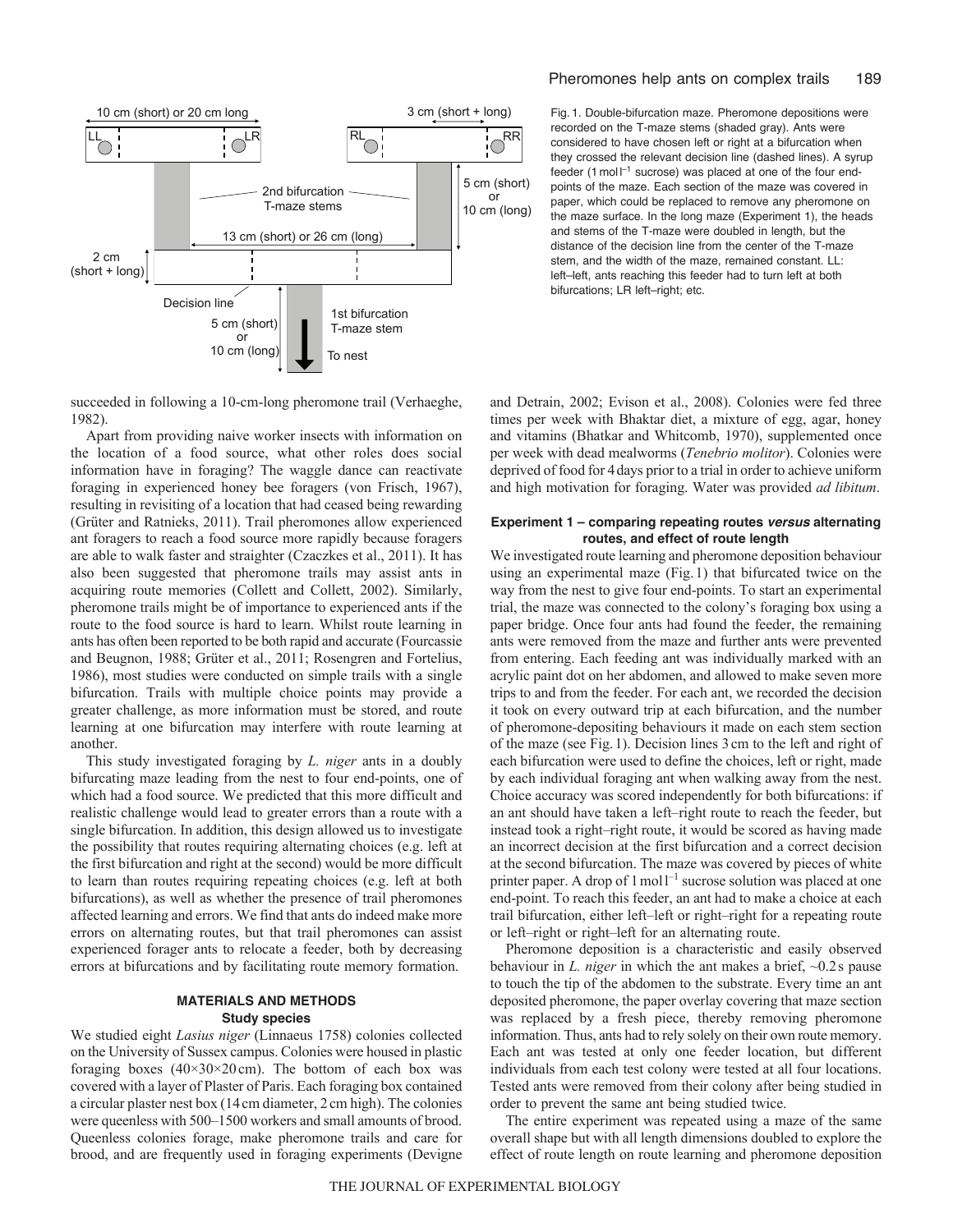10 cm (short) or 20 cm long

3 cm (short + long)

LL

LR

RL

RR

2nd bifurcation T-maze stems

5 cm (short) or 10 cm (long)

13 cm (short) or 26 cm (long)

2 cm (short + long)

Decision line

5 cm (short) or 10 cm (long)

1st bifurcation T-maze stem

To nest

Fig. 1. Double-bifurcation maze. Pheromone depositions were recorded on the T-maze stems (shaded gray). Ants were considered to have chosen left or right at a bifurcation when they crossed the relevant decision line (dashed lines). A syrup feeder (1 mol l$^{-1}$ sucrose) was placed at one of the four end-points of the maze. Each section of the maze was covered in paper, which could be replaced to remove any pheromone on the maze surface. In the long maze (Experiment 1), the heads and stems of the T-maze were doubled in length, but the distance of the decision line from the center of the T-maze stem, and the width of the maze, remained constant. LL: left–left, ants reaching this feeder had to turn left at both bifurcations; LR left–right; etc.

succeeded in following a 10-cm-long pheromone trail (Verhaeghe, 1982).

Apart from providing naive worker insects with information on the location of a food source, what other roles does social information have in foraging? The waggle dance can reactivate foraging in experienced honey bee foragers (von Frisch, 1967), resulting in revisiting of a location that had ceased being rewarding (Grüter and Ratnieks, 2011). Trail pheromones allow experienced ant foragers to reach a food source more rapidly because foragers are able to walk faster and straighter (Czaczkes et al., 2011). It has also been suggested that pheromone trails may assist ants in acquiring route memories (Collett and Collett, 2002). Similarly, pheromone trails might be of importance to experienced ants if the route to the food source is hard to learn. Whilst route learning in ants has often been reported to be both rapid and accurate (Fourcassie and Beugnon, 1988; Grüter et al., 2011; Rosengren and Fortelius, 1986), most studies were conducted on simple trails with a single bifurcation. Trails with multiple choice points may provide a greater challenge, as more information must be stored, and route learning at one bifurcation may interfere with route learning at another.

This study investigated foraging by *L. niger* ants in a doubly bifurcating maze leading from the nest to four end-points, one of which had a food source. We predicted that this more difficult and realistic challenge would lead to greater errors than a route with a single bifurcation. In addition, this design allowed us to investigate the possibility that routes requiring alternating choices (e.g. left at the first bifurcation and right at the second) would be more difficult to learn than routes requiring repeating choices (e.g. left at both bifurcations), as well as whether the presence of trail pheromones affected learning and errors. We find that ants do indeed make more errors on alternating routes, but that trail pheromones can assist experienced forager ants to relocate a feeder, both by decreasing errors at bifurcations and by facilitating route memory formation.

## MATERIALS AND METHODS

### Study species

We studied eight *Lasius niger* (Linnaeus 1758) colonies collected on the University of Sussex campus. Colonies were housed in plastic foraging boxes (40×30×20 cm). The bottom of each box was covered with a layer of Plaster of Paris. Each foraging box contained a circular plaster nest box (14 cm diameter, 2 cm high). The colonies were queenless with 500–1500 workers and small amounts of brood. Queenless colonies forage, make pheromone trails and care for brood, and are frequently used in foraging experiments (Devigne and Detrain, 2002; Evison et al., 2008). Colonies were fed three times per week with Bhaktar diet, a mixture of egg, agar, honey and vitamins (Bhatkar and Whitcomb, 1970), supplemented once per week with dead mealworms (*Tenebrio molitor*). Colonies were deprived of food for 4 days prior to a trial in order to achieve uniform and high motivation for foraging. Water was provided *ad libitum*.

### Experiment 1 – comparing repeating routes *versus* alternating routes, and effect of route length

We investigated route learning and pheromone deposition behaviour using an experimental maze (Fig. 1) that bifurcated twice on the way from the nest to give four end-points. To start an experimental trial, the maze was connected to the colony's foraging box using a paper bridge. Once four ants had found the feeder, the remaining ants were removed from the maze and further ants were prevented from entering. Each feeding ant was individually marked with an acrylic paint dot on her abdomen, and allowed to make seven more trips to and from the feeder. For each ant, we recorded the decision it took on every outward trip at each bifurcation, and the number of pheromone-depositing behaviours it made on each stem section of the maze (see Fig. 1). Decision lines 3 cm to the left and right of each bifurcation were used to define the choices, left or right, made by each individual foraging ant when walking away from the nest. Choice accuracy was scored independently for both bifurcations: if an ant should have taken a left–right route to reach the feeder, but instead took a right–right route, it would be scored as having made an incorrect decision at the first bifurcation and a correct decision at the second bifurcation. The maze was covered by pieces of white printer paper. A drop of 1 mol l$^{-1}$ sucrose solution was placed at one end-point. To reach this feeder, an ant had to make a choice at each trail bifurcation, either left–left or right–right for a repeating route or left–right or right–left for an alternating route.

Pheromone deposition is a characteristic and easily observed behaviour in *L. niger* in which the ant makes a brief, ~0.2 s pause to touch the tip of the abdomen to the substrate. Every time an ant deposited pheromone, the paper overlay covering that maze section was replaced by a fresh piece, thereby removing pheromone information. Thus, ants had to rely solely on their own route memory. Each ant was tested at only one feeder location, but different individuals from each test colony were tested at all four locations. Tested ants were removed from their colony after being studied in order to prevent the same ant being studied twice.

The entire experiment was repeated using a maze of the same overall shape but with all length dimensions doubled to explore the effect of route length on route learning and pheromone deposition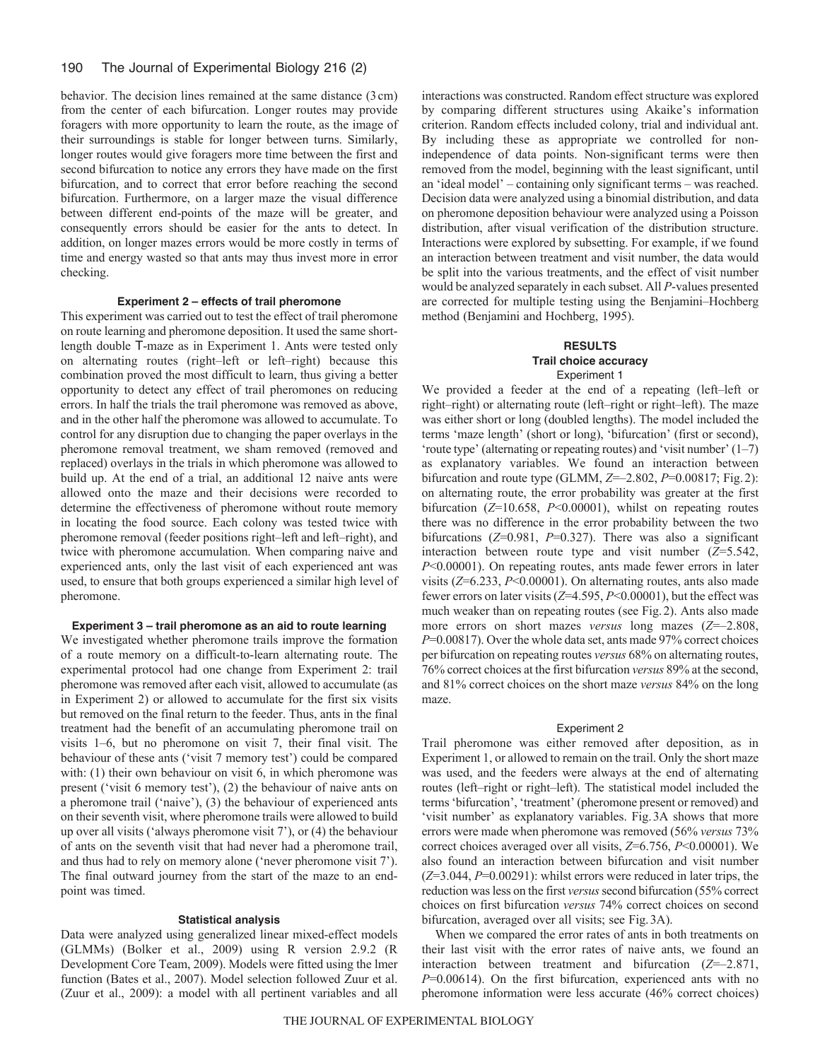behavior. The decision lines remained at the same distance (3 cm) from the center of each bifurcation. Longer routes may provide foragers with more opportunity to learn the route, as the image of their surroundings is stable for longer between turns. Similarly, longer routes would give foragers more time between the first and second bifurcation to notice any errors they have made on the first bifurcation, and to correct that error before reaching the second bifurcation. Furthermore, on a larger maze the visual difference between different end-points of the maze will be greater, and consequently errors should be easier for the ants to detect. In addition, on longer mazes errors would be more costly in terms of time and energy wasted so that ants may thus invest more in error checking.

### Experiment 2 – effects of trail pheromone

This experiment was carried out to test the effect of trail pheromone on route learning and pheromone deposition. It used the same short-length double T-maze as in Experiment 1. Ants were tested only on alternating routes (right–left or left–right) because this combination proved the most difficult to learn, thus giving a better opportunity to detect any effect of trail pheromones on reducing errors. In half the trials the trail pheromone was removed as above, and in the other half the pheromone was allowed to accumulate. To control for any disruption due to changing the paper overlays in the pheromone removal treatment, we sham removed (removed and replaced) overlays in the trials in which pheromone was allowed to build up. At the end of a trial, an additional 12 naive ants were allowed onto the maze and their decisions were recorded to determine the effectiveness of pheromone without route memory in locating the food source. Each colony was tested twice with pheromone removal (feeder positions right–left and left–right), and twice with pheromone accumulation. When comparing naive and experienced ants, only the last visit of each experienced ant was used, to ensure that both groups experienced a similar high level of pheromone.

### Experiment 3 – trail pheromone as an aid to route learning

We investigated whether pheromone trails improve the formation of a route memory on a difficult-to-learn alternating route. The experimental protocol had one change from Experiment 2: trail pheromone was removed after each visit, allowed to accumulate (as in Experiment 2) or allowed to accumulate for the first six visits but removed on the final return to the feeder. Thus, ants in the final treatment had the benefit of an accumulating pheromone trail on visits 1–6, but no pheromone on visit 7, their final visit. The behaviour of these ants ('visit 7 memory test') could be compared with: (1) their own behaviour on visit 6, in which pheromone was present ('visit 6 memory test'), (2) the behaviour of naive ants on a pheromone trail ('naive'), (3) the behaviour of experienced ants on their seventh visit, where pheromone trails were allowed to build up over all visits ('always pheromone visit 7'), or (4) the behaviour of ants on the seventh visit that had never had a pheromone trail, and thus had to rely on memory alone ('never pheromone visit 7'). The final outward journey from the start of the maze to an end-point was timed.

### Statistical analysis

Data were analyzed using generalized linear mixed-effect models (GLMMs) (Bolker et al., 2009) using R version 2.9.2 (R Development Core Team, 2009). Models were fitted using the lmer function (Bates et al., 2007). Model selection followed Zuur et al. (Zuur et al., 2009): a model with all pertinent variables and all interactions was constructed. Random effect structure was explored by comparing different structures using Akaike's information criterion. Random effects included colony, trial and individual ant. By including these as appropriate we controlled for non-independence of data points. Non-significant terms were then removed from the model, beginning with the least significant, until an 'ideal model' – containing only significant terms – was reached. Decision data were analyzed using a binomial distribution, and data on pheromone deposition behaviour were analyzed using a Poisson distribution, after visual verification of the distribution structure. Interactions were explored by subsetting. For example, if we found an interaction between treatment and visit number, the data would be split into the various treatments, and the effect of visit number would be analyzed separately in each subset. All *P*-values presented are corrected for multiple testing using the Benjamini–Hochberg method (Benjamini and Hochberg, 1995).

## RESULTS

### Trail choice accuracy

#### Experiment 1

We provided a feeder at the end of a repeating (left–left or right–right) or alternating route (left–right or right–left). The maze was either short or long (doubled lengths). The model included the terms 'maze length' (short or long), 'bifurcation' (first or second), 'route type' (alternating or repeating routes) and 'visit number' (1–7) as explanatory variables. We found an interaction between bifurcation and route type (GLMM, $Z$=–2.802, $P$=0.00817; Fig. 2): on alternating route, the error probability was greater at the first bifurcation ($Z$=10.658, $P$<0.00001), whilst on repeating routes there was no difference in the error probability between the two bifurcations ($Z$=0.981, $P$=0.327). There was also a significant interaction between route type and visit number ($Z$=5.542, $P$<0.00001). On repeating routes, ants made fewer errors in later visits ($Z$=6.233, $P$<0.00001). On alternating routes, ants also made fewer errors on later visits ($Z$=4.595, $P$<0.00001), but the effect was much weaker than on repeating routes (see Fig. 2). Ants also made more errors on short mazes *versus* long mazes ($Z$=–2.808, $P$=0.00817). Over the whole data set, ants made 97% correct choices per bifurcation on repeating routes *versus* 68% on alternating routes, 76% correct choices at the first bifurcation *versus* 89% at the second, and 81% correct choices on the short maze *versus* 84% on the long maze.

#### Experiment 2

Trail pheromone was either removed after deposition, as in Experiment 1, or allowed to remain on the trail. Only the short maze was used, and the feeders were always at the end of alternating routes (left–right or right–left). The statistical model included the terms 'bifurcation', 'treatment' (pheromone present or removed) and 'visit number' as explanatory variables. Fig. 3A shows that more errors were made when pheromone was removed (56% *versus* 73% correct choices averaged over all visits, $Z$=6.756, $P$<0.00001). We also found an interaction between bifurcation and visit number ($Z$=3.044, $P$=0.00291): whilst errors were reduced in later trips, the reduction was less on the first *versus* second bifurcation (55% correct choices on first bifurcation *versus* 74% correct choices on second bifurcation, averaged over all visits; see Fig. 3A).

When we compared the error rates of ants in both treatments on their last visit with the error rates of naive ants, we found an interaction between treatment and bifurcation ($Z$=–2.871, $P$=0.00614). On the first bifurcation, experienced ants with no pheromone information were less accurate (46% correct choices)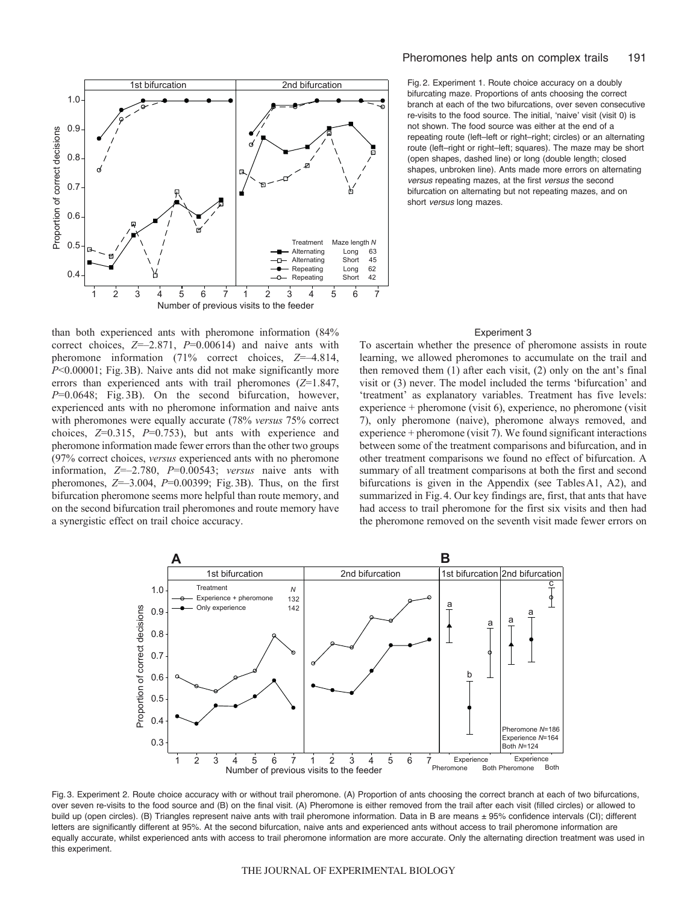Fig. 2. Experiment 1. Route choice accuracy on a doubly bifurcating maze. Proportions of ants choosing the correct branch at each of the two bifurcations, over seven consecutive re-visits to the food source. The initial, 'naive' visit (visit 0) is not shown. The food source was either at the end of a repeating route (left–left or right–right; circles) or an alternating route (left–right or right–left; squares). The maze may be short (open shapes, dashed line) or long (double length; closed shapes, unbroken line). Ants made more errors on alternating *versus* repeating mazes, at the first *versus* the second bifurcation on alternating but not repeating mazes, and on short *versus* long mazes.

than both experienced ants with pheromone information (84% correct choices, $Z$=–2.871, $P$=0.00614) and naive ants with pheromone information (71% correct choices, $Z$=–4.814, $P$<0.00001; Fig. 3B). Naive ants did not make significantly more errors than experienced ants with trail pheromones ($Z$=1.847, $P$=0.0648; Fig. 3B). On the second bifurcation, however, experienced ants with no pheromone information and naive ants with pheromones were equally accurate (78% *versus* 75% correct choices, $Z$=0.315, $P$=0.753), but ants with experience and pheromone information made fewer errors than the other two groups (97% correct choices, *versus* experienced ants with no pheromone information, $Z$=–2.780, $P$=0.00543; *versus* naive ants with pheromones, $Z$=–3.004, $P$=0.00399; Fig. 3B). Thus, on the first bifurcation pheromone seems more helpful than route memory, and on the second bifurcation trail pheromones and route memory have a synergistic effect on trail choice accuracy.

### Experiment 3

To ascertain whether the presence of pheromone assists in route learning, we allowed pheromones to accumulate on the trail and then removed them (1) after each visit, (2) only on the ant's final visit or (3) never. The model included the terms 'bifurcation' and 'treatment' as explanatory variables. Treatment has five levels: experience + pheromone (visit 6), experience, no pheromone (visit 7), only pheromone (naive), pheromone always removed, and experience + pheromone (visit 7). We found significant interactions between some of the treatment comparisons and bifurcation, and in other treatment comparisons we found no effect of bifurcation. A summary of all treatment comparisons at both the first and second bifurcations is given in the Appendix (see Tables A1, A2), and summarized in Fig. 4. Our key findings are, first, that ants that have had access to trail pheromone for the first six visits and then had the pheromone removed on the seventh visit made fewer errors on

Fig. 3. Experiment 2. Route choice accuracy with or without trail pheromone. (A) Proportion of ants choosing the correct branch at each of two bifurcations, over seven re-visits to the food source and (B) on the final visit. (A) Pheromone is either removed from the trail after each visit (filled circles) or allowed to build up (open circles). (B) Triangles represent naive ants with trail pheromone information. Data in B are means ± 95% confidence intervals (CI); different letters are significantly different at 95%. At the second bifurcation, naive ants and experienced ants without access to trail pheromone information are equally accurate, whilst experienced ants with access to trail pheromone information are more accurate. Only the alternating direction treatment was used in this experiment.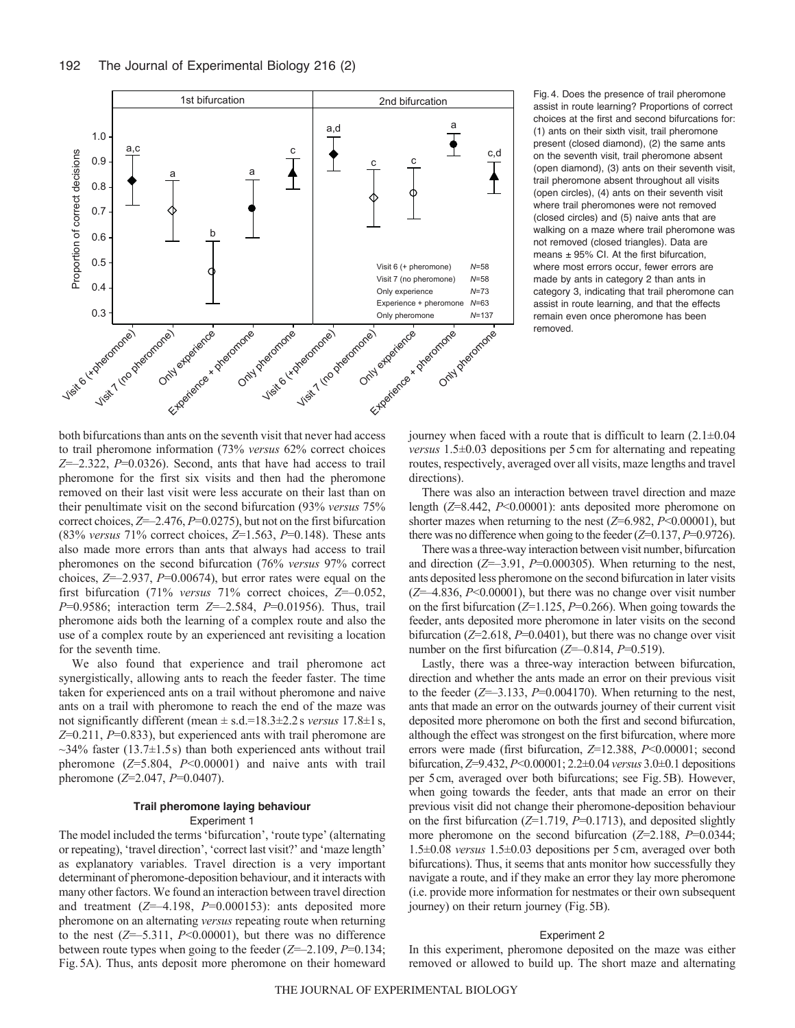Fig. 4. Does the presence of trail pheromone assist in route learning? Proportions of correct choices at the first and second bifurcations for: (1) ants on their sixth visit, trail pheromone present (closed diamond), (2) the same ants on the seventh visit, trail pheromone absent (open diamond), (3) ants on their seventh visit, trail pheromone absent throughout all visits (open circles), (4) ants on their seventh visit where trail pheromones were not removed (closed circles) and (5) naive ants that are walking on a maze where trail pheromone was not removed (closed triangles). Data are means ± 95% CI. At the first bifurcation, where most errors occur, fewer errors are made by ants in category 2 than ants in category 3, indicating that trail pheromone can assist in route learning, and that the effects remain even once pheromone has been removed.

both bifurcations than ants on the seventh visit that never had access to trail pheromone information (73% *versus* 62% correct choices $Z$=–2.322, $P$=0.0326). Second, ants that have had access to trail pheromone for the first six visits and then had the pheromone removed on their last visit were less accurate on their last than on their penultimate visit on the second bifurcation (93% *versus* 75% correct choices, $Z$=–2.476, $P$=0.0275), but not on the first bifurcation (83% *versus* 71% correct choices, $Z$=1.563, $P$=0.148). These ants also made more errors than ants that always had access to trail pheromones on the second bifurcation (76% *versus* 97% correct choices, $Z$=–2.937, $P$=0.00674), but error rates were equal on the first bifurcation (71% *versus* 71% correct choices, $Z$=–0.052, $P$=0.9586; interaction term $Z$=–2.584, $P$=0.01956). Thus, trail pheromone aids both the learning of a complex route and also the use of a complex route by an experienced ant revisiting a location for the seventh time.

We also found that experience and trail pheromone act synergistically, allowing ants to reach the feeder faster. The time taken for experienced ants on a trail without pheromone and naive ants on a trail with pheromone to reach the end of the maze was not significantly different (mean ± s.d.=18.3±2.2 s *versus* 17.8±1 s, $Z$=0.211, $P$=0.833), but experienced ants with trail pheromone are ~34% faster (13.7±1.5 s) than both experienced ants without trail pheromone ($Z$=5.804, $P$<0.00001) and naive ants with trail pheromone ($Z$=2.047, $P$=0.0407).

## Trail pheromone laying behaviour

### Experiment 1

The model included the terms 'bifurcation', 'route type' (alternating or repeating), 'travel direction', 'correct last visit?' and 'maze length' as explanatory variables. Travel direction is a very important determinant of pheromone-deposition behaviour, and it interacts with many other factors. We found an interaction between travel direction and treatment ($Z$=–4.198, $P$=0.000153): ants deposited more pheromone on an alternating *versus* repeating route when returning to the nest ($Z$=–5.311, $P$<0.00001), but there was no difference between route types when going to the feeder ($Z$=–2.109, $P$=0.134; Fig. 5A). Thus, ants deposit more pheromone on their homeward journey when faced with a route that is difficult to learn (2.1±0.04 *versus* 1.5±0.03 depositions per 5 cm for alternating and repeating routes, respectively, averaged over all visits, maze lengths and travel directions).

There was also an interaction between travel direction and maze length ($Z$=8.442, $P$<0.00001): ants deposited more pheromone on shorter mazes when returning to the nest ($Z$=6.982, $P$<0.00001), but there was no difference when going to the feeder ($Z$=0.137, $P$=0.9726).

There was a three-way interaction between visit number, bifurcation and direction ($Z$=–3.91, $P$=0.000305). When returning to the nest, ants deposited less pheromone on the second bifurcation in later visits ($Z$=–4.836, $P$<0.00001), but there was no change over visit number on the first bifurcation ($Z$=1.125, $P$=0.266). When going towards the feeder, ants deposited more pheromone in later visits on the second bifurcation ($Z$=2.618, $P$=0.0401), but there was no change over visit number on the first bifurcation ($Z$=–0.814, $P$=0.519).

Lastly, there was a three-way interaction between bifurcation, direction and whether the ants made an error on their previous visit to the feeder ($Z$=–3.133, $P$=0.004170). When returning to the nest, ants that made an error on the outwards journey of their current visit deposited more pheromone on both the first and second bifurcation, although the effect was strongest on the first bifurcation, where more errors were made (first bifurcation, $Z$=12.388, $P$<0.00001; second bifurcation, $Z$=9.432, $P$<0.00001; 2.2±0.04 *versus* 3.0±0.1 depositions per 5 cm, averaged over both bifurcations; see Fig. 5B). However, when going towards the feeder, ants that made an error on their previous visit did not change their pheromone-deposition behaviour on the first bifurcation ($Z$=1.719, $P$=0.1713), and deposited slightly more pheromone on the second bifurcation ($Z$=2.188, $P$=0.0344; 1.5±0.08 *versus* 1.5±0.03 depositions per 5 cm, averaged over both bifurcations). Thus, it seems that ants monitor how successfully they navigate a route, and if they make an error they lay more pheromone (i.e. provide more information for nestmates or their own subsequent journey) on their return journey (Fig. 5B).

### Experiment 2

In this experiment, pheromone deposited on the maze was either removed or allowed to build up. The short maze and alternating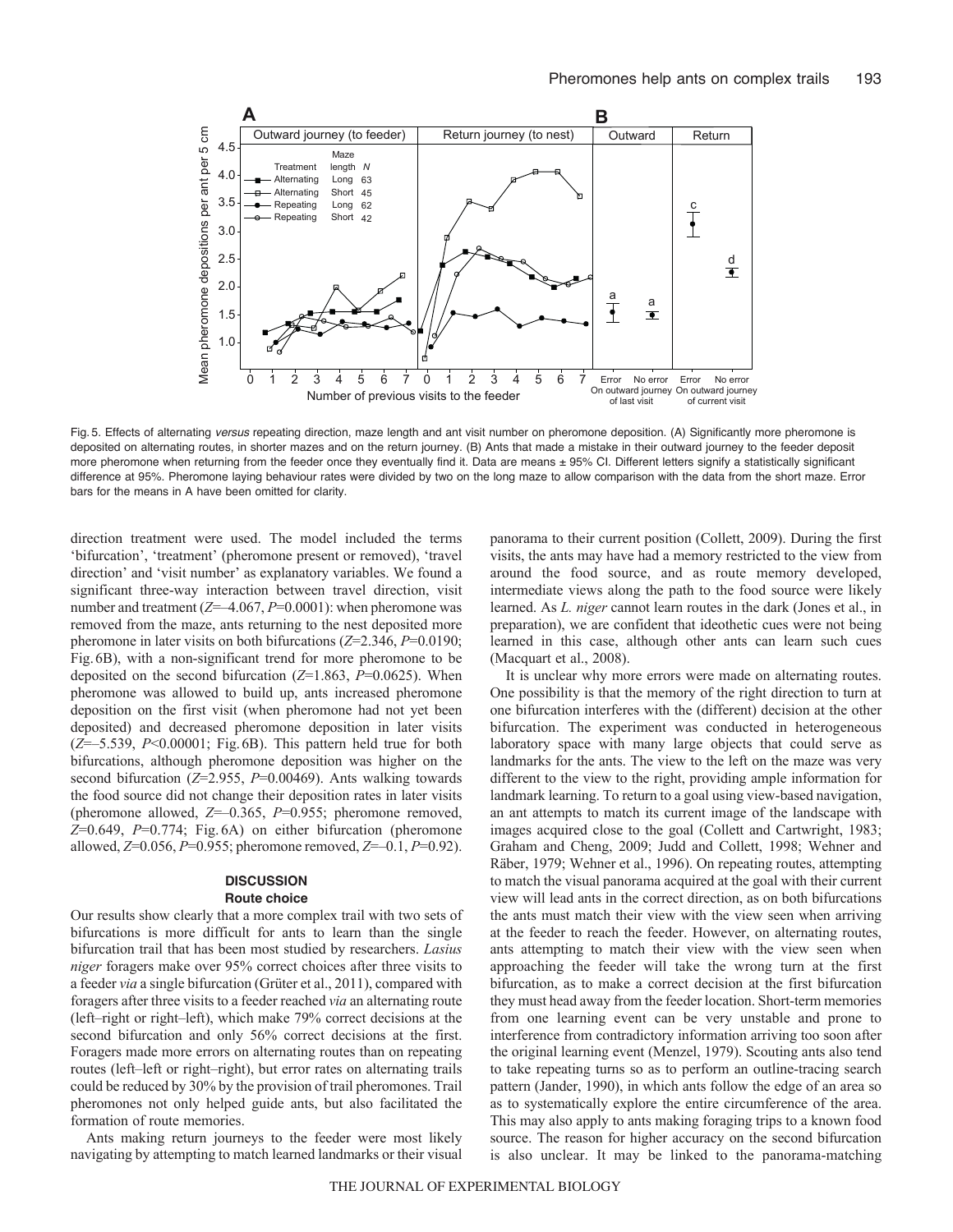A

B

Outward journey (to feeder)

Return journey (to nest)

Outward

Return

Mean pheromone depositions per ant per 5 cm

4.5

4.0

3.5

3.0

2.5

2.0

1.5

1.0

Treatment

Maze length

$N$

Alternating Long 63

Alternating Short 45

Repeating Long 62

Repeating Short 42

0 1 2 3 4 5 6 7 0 1 2 3 4 5 6 7

Number of previous visits to the feeder

a a c d

Error No error

On outward journey of last visit

Error No error

On outward journey of current visit

Fig. 5. Effects of alternating *versus* repeating direction, maze length and ant visit number on pheromone deposition. (A) Significantly more pheromone is deposited on alternating routes, in shorter mazes and on the return journey. (B) Ants that made a mistake in their outward journey to the feeder deposit more pheromone when returning from the feeder once they eventually find it. Data are means ± 95% CI. Different letters signify a statistically significant difference at 95%. Pheromone laying behaviour rates were divided by two on the long maze to allow comparison with the data from the short maze. Error bars for the means in A have been omitted for clarity.

direction treatment were used. The model included the terms 'bifurcation', 'treatment' (pheromone present or removed), 'travel direction' and 'visit number' as explanatory variables. We found a significant three-way interaction between travel direction, visit number and treatment ($Z$=–4.067, $P$=0.0001): when pheromone was removed from the maze, ants returning to the nest deposited more pheromone in later visits on both bifurcations ($Z$=2.346, $P$=0.0190; Fig. 6B), with a non-significant trend for more pheromone to be deposited on the second bifurcation ($Z$=1.863, $P$=0.0625). When pheromone was allowed to build up, ants increased pheromone deposition on the first visit (when pheromone had not yet been deposited) and decreased pheromone deposition in later visits ($Z$=–5.539, $P$<0.00001; Fig. 6B). This pattern held true for both bifurcations, although pheromone deposition was higher on the second bifurcation ($Z$=2.955, $P$=0.00469). Ants walking towards the food source did not change their deposition rates in later visits (pheromone allowed, $Z$=–0.365, $P$=0.955; pheromone removed, $Z$=0.649, $P$=0.774; Fig. 6A) on either bifurcation (pheromone allowed, $Z$=0.056, $P$=0.955; pheromone removed, $Z$=–0.1, $P$=0.92).

## DISCUSSION

### Route choice

Our results show clearly that a more complex trail with two sets of bifurcations is more difficult for ants to learn than the single bifurcation trail that has been most studied by researchers. *Lasius niger* foragers make over 95% correct choices after three visits to a feeder *via* a single bifurcation (Grüter et al., 2011), compared with foragers after three visits to a feeder reached *via* an alternating route (left–right or right–left), which make 79% correct decisions at the second bifurcation and only 56% correct decisions at the first. Foragers made more errors on alternating routes than on repeating routes (left–left or right–right), but error rates on alternating trails could be reduced by 30% by the provision of trail pheromones. Trail pheromones not only helped guide ants, but also facilitated the formation of route memories.

Ants making return journeys to the feeder were most likely navigating by attempting to match learned landmarks or their visual panorama to their current position (Collett, 2009). During the first visits, the ants may have had a memory restricted to the view from around the food source, and as route memory developed, intermediate views along the path to the food source were likely learned. As *L. niger* cannot learn routes in the dark (Jones et al., in preparation), we are confident that ideothetic cues were not being learned in this case, although other ants can learn such cues (Macquart et al., 2008).

It is unclear why more errors were made on alternating routes. One possibility is that the memory of the right direction to turn at one bifurcation interferes with the (different) decision at the other bifurcation. The experiment was conducted in heterogeneous laboratory space with many large objects that could serve as landmarks for the ants. The view to the left on the maze was very different to the view to the right, providing ample information for landmark learning. To return to a goal using view-based navigation, an ant attempts to match its current image of the landscape with images acquired close to the goal (Collett and Cartwright, 1983; Graham and Cheng, 2009; Judd and Collett, 1998; Wehner and Räber, 1979; Wehner et al., 1996). On repeating routes, attempting to match the visual panorama acquired at the goal with their current view will lead ants in the correct direction, as on both bifurcations the ants must match their view with the view seen when arriving at the feeder to reach the feeder. However, on alternating routes, ants attempting to match their view with the view seen when approaching the feeder will take the wrong turn at the first bifurcation, as to make a correct decision at the first bifurcation they must head away from the feeder location. Short-term memories from one learning event can be very unstable and prone to interference from contradictory information arriving too soon after the original learning event (Menzel, 1979). Scouting ants also tend to take repeating turns so as to perform an outline-tracing search pattern (Jander, 1990), in which ants follow the edge of an area so as to systematically explore the entire circumference of the area. This may also apply to ants making foraging trips to a known food source. The reason for higher accuracy on the second bifurcation is also unclear. It may be linked to the panorama-matching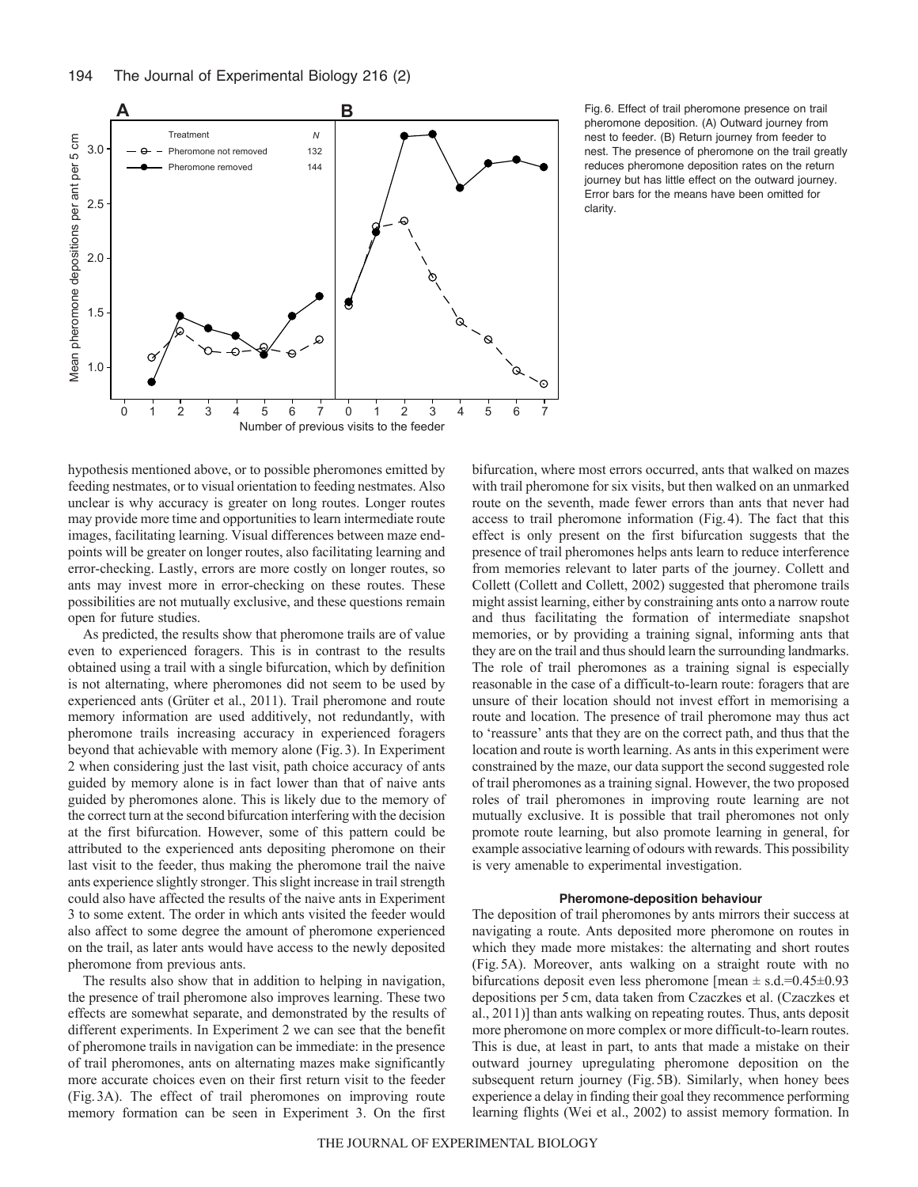A

B

Treatment

N

Pheromone not removed

132

Pheromone removed

144

Mean pheromone depositions per ant per 5 cm

3.0

2.5

2.0

1.5

1.0

0 1 2 3 4 5 6 7 0 1 2 3 4 5 6 7

Number of previous visits to the feeder

Fig. 6. Effect of trail pheromone presence on trail pheromone deposition. (A) Outward journey from nest to feeder. (B) Return journey from feeder to nest. The presence of pheromone on the trail greatly reduces pheromone deposition rates on the return journey but has little effect on the outward journey. Error bars for the means have been omitted for clarity.

hypothesis mentioned above, or to possible pheromones emitted by feeding nestmates, or to visual orientation to feeding nestmates. Also unclear is why accuracy is greater on long routes. Longer routes may provide more time and opportunities to learn intermediate route images, facilitating learning. Visual differences between maze endpoints will be greater on longer routes, also facilitating learning and error-checking. Lastly, errors are more costly on longer routes, so ants may invest more in error-checking on these routes. These possibilities are not mutually exclusive, and these questions remain open for future studies.

As predicted, the results show that pheromone trails are of value even to experienced foragers. This is in contrast to the results obtained using a trail with a single bifurcation, which by definition is not alternating, where pheromones did not seem to be used by experienced ants (Grüter et al., 2011). Trail pheromone and route memory information are used additively, not redundantly, with pheromone trails increasing accuracy in experienced foragers beyond that achievable with memory alone (Fig. 3). In Experiment 2 when considering just the last visit, path choice accuracy of ants guided by memory alone is in fact lower than that of naive ants guided by pheromones alone. This is likely due to the memory of the correct turn at the second bifurcation interfering with the decision at the first bifurcation. However, some of this pattern could be attributed to the experienced ants depositing pheromone on their last visit to the feeder, thus making the pheromone trail the naive ants experience slightly stronger. This slight increase in trail strength could also have affected the results of the naive ants in Experiment 3 to some extent. The order in which ants visited the feeder would also affect to some degree the amount of pheromone experienced on the trail, as later ants would have access to the newly deposited pheromone from previous ants.

The results also show that in addition to helping in navigation, the presence of trail pheromone also improves learning. These two effects are somewhat separate, and demonstrated by the results of different experiments. In Experiment 2 we can see that the benefit of pheromone trails in navigation can be immediate: in the presence of trail pheromones, ants on alternating mazes make significantly more accurate choices even on their first return visit to the feeder (Fig. 3A). The effect of trail pheromones on improving route memory formation can be seen in Experiment 3. On the first bifurcation, where most errors occurred, ants that walked on mazes with trail pheromone for six visits, but then walked on an unmarked route on the seventh, made fewer errors than ants that never had access to trail pheromone information (Fig. 4). The fact that this effect is only present on the first bifurcation suggests that the presence of trail pheromones helps ants learn to reduce interference from memories relevant to later parts of the journey. Collett and Collett (Collett and Collett, 2002) suggested that pheromone trails might assist learning, either by constraining ants onto a narrow route and thus facilitating the formation of intermediate snapshot memories, or by providing a training signal, informing ants that they are on the trail and thus should learn the surrounding landmarks. The role of trail pheromones as a training signal is especially reasonable in the case of a difficult-to-learn route: foragers that are unsure of their location should not invest effort in memorising a route and location. The presence of trail pheromone may thus act to 'reassure' ants that they are on the correct path, and thus that the location and route is worth learning. As ants in this experiment were constrained by the maze, our data support the second suggested role of trail pheromones as a training signal. However, the two proposed roles of trail pheromones in improving route learning are not mutually exclusive. It is possible that trail pheromones not only promote route learning, but also promote learning in general, for example associative learning of odours with rewards. This possibility is very amenable to experimental investigation.

### Pheromone-deposition behaviour

The deposition of trail pheromones by ants mirrors their success at navigating a route. Ants deposited more pheromone on routes in which they made more mistakes: the alternating and short routes (Fig. 5A). Moreover, ants walking on a straight route with no bifurcations deposit even less pheromone [mean ± s.d.=0.45±0.93 depositions per 5 cm, data taken from Czaczkes et al. (Czaczkes et al., 2011)] than ants walking on repeating routes. Thus, ants deposit more pheromone on more complex or more difficult-to-learn routes. This is due, at least in part, to ants that made a mistake on their outward journey upregulating pheromone deposition on the subsequent return journey (Fig. 5B). Similarly, when honey bees experience a delay in finding their goal they recommence performing learning flights (Wei et al., 2002) to assist memory formation. In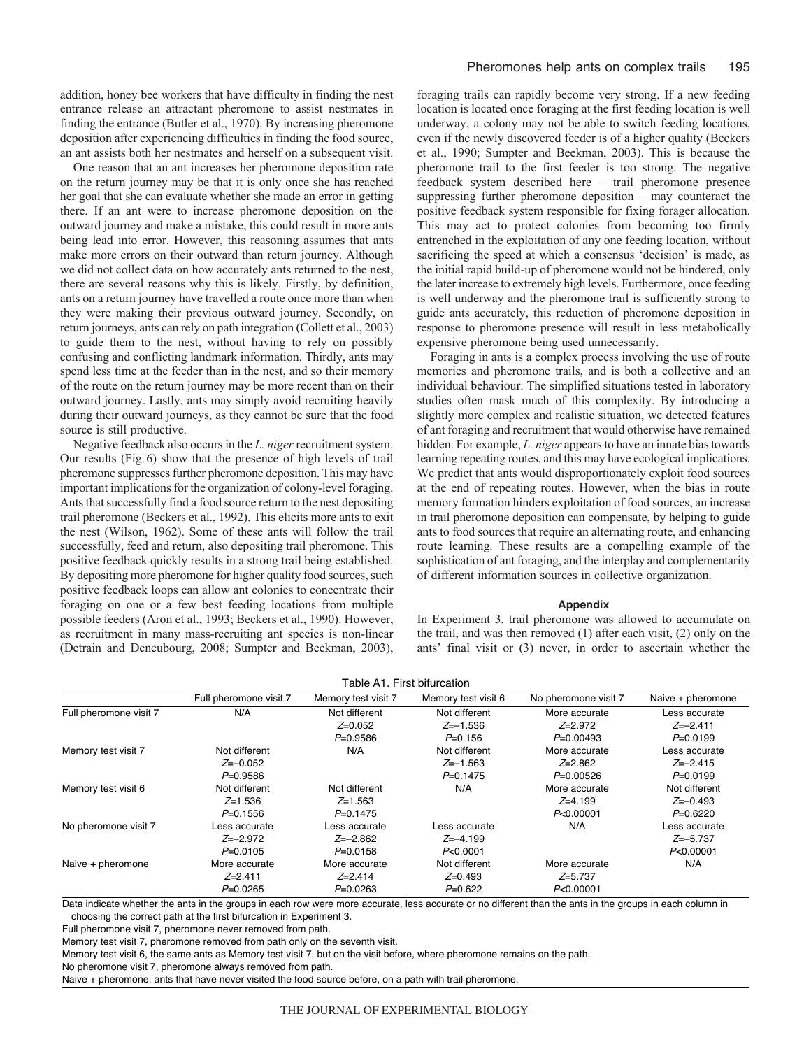addition, honey bee workers that have difficulty in finding the nest entrance release an attractant pheromone to assist nestmates in finding the entrance (Butler et al., 1970). By increasing pheromone deposition after experiencing difficulties in finding the food source, an ant assists both her nestmates and herself on a subsequent visit.

One reason that an ant increases her pheromone deposition rate on the return journey may be that it is only once she has reached her goal that she can evaluate whether she made an error in getting there. If an ant were to increase pheromone deposition on the outward journey and make a mistake, this could result in more ants being lead into error. However, this reasoning assumes that ants make more errors on their outward than return journey. Although we did not collect data on how accurately ants returned to the nest, there are several reasons why this is likely. Firstly, by definition, ants on a return journey have travelled a route once more than when they were making their previous outward journey. Secondly, on return journeys, ants can rely on path integration (Collett et al., 2003) to guide them to the nest, without having to rely on possibly confusing and conflicting landmark information. Thirdly, ants may spend less time at the feeder than in the nest, and so their memory of the route on the return journey may be more recent than on their outward journey. Lastly, ants may simply avoid recruiting heavily during their outward journeys, as they cannot be sure that the food source is still productive.

Negative feedback also occurs in the *L. niger* recruitment system. Our results (Fig. 6) show that the presence of high levels of trail pheromone suppresses further pheromone deposition. This may have important implications for the organization of colony-level foraging. Ants that successfully find a food source return to the nest depositing trail pheromone (Beckers et al., 1992). This elicits more ants to exit the nest (Wilson, 1962). Some of these ants will follow the trail successfully, feed and return, also depositing trail pheromone. This positive feedback quickly results in a strong trail being established. By depositing more pheromone for higher quality food sources, such positive feedback loops can allow ant colonies to concentrate their foraging on one or a few best feeding locations from multiple possible feeders (Aron et al., 1993; Beckers et al., 1990). However, as recruitment in many mass-recruiting ant species is non-linear (Detrain and Deneubourg, 2008; Sumpter and Beekman, 2003), foraging trails can rapidly become very strong. If a new feeding location is located once foraging at the first feeding location is well underway, a colony may not be able to switch feeding locations, even if the newly discovered feeder is of a higher quality (Beckers et al., 1990; Sumpter and Beekman, 2003). This is because the pheromone trail to the first feeder is too strong. The negative feedback system described here – trail pheromone presence suppressing further pheromone deposition – may counteract the positive feedback system responsible for fixing forager allocation. This may act to protect colonies from becoming too firmly entrenched in the exploitation of any one feeding location, without sacrificing the speed at which a consensus 'decision' is made, as the initial rapid build-up of pheromone would not be hindered, only the later increase to extremely high levels. Furthermore, once feeding is well underway and the pheromone trail is sufficiently strong to guide ants accurately, this reduction of pheromone deposition in response to pheromone presence will result in less metabolically expensive pheromone being used unnecessarily.

Foraging in ants is a complex process involving the use of route memories and pheromone trails, and is both a collective and an individual behaviour. The simplified situations tested in laboratory studies often mask much of this complexity. By introducing a slightly more complex and realistic situation, we detected features of ant foraging and recruitment that would otherwise have remained hidden. For example, *L. niger* appears to have an innate bias towards learning repeating routes, and this may have ecological implications. We predict that ants would disproportionately exploit food sources at the end of repeating routes. However, when the bias in route memory formation hinders exploitation of food sources, an increase in trail pheromone deposition can compensate, by helping to guide ants to food sources that require an alternating route, and enhancing route learning. These results are a compelling example of the sophistication of ant foraging, and the interplay and complementarity of different information sources in collective organization.

## Appendix

In Experiment 3, trail pheromone was allowed to accumulate on the trail, and was then removed (1) after each visit, (2) only on the ants' final visit or (3) never, in order to ascertain whether the

Table A1. First bifurcation

| | Full pheromone visit 7 | Memory test visit 7 | Memory test visit 6 | No pheromone visit 7 | Naive + pheromone |
|---|---|---|---|---|---|
| Full pheromone visit 7 | N/A | Not different $Z=0.052$ $P=0.9586$ | Not different $Z=-1.536$ $P=0.156$ | More accurate $Z=2.972$ $P=0.00493$ | Less accurate $Z=-2.411$ $P=0.0199$ |
| Memory test visit 7 | Not different $Z=-0.052$ $P=0.9586$ | N/A | Not different $Z=-1.563$ $P=0.1475$ | More accurate $Z=2.862$ $P=0.00526$ | Less accurate $Z=-2.415$ $P=0.0199$ |
| Memory test visit 6 | Not different $Z=1.536$ $P=0.1556$ | Not different $Z=1.563$ $P=0.1475$ | N/A | More accurate $Z=4.199$ $P<0.00001$ | Not different $Z=-0.493$ $P=0.6220$ |
| No pheromone visit 7 | Less accurate $Z=-2.972$ $P=0.0105$ | Less accurate $Z=-2.862$ $P=0.0158$ | Less accurate $Z=-4.199$ $P<0.0001$ | N/A | Less accurate $Z=-5.737$ $P<0.00001$ |
| Naive + pheromone | More accurate $Z=2.411$ $P=0.0265$ | More accurate $Z=2.414$ $P=0.0263$ | Not different $Z=0.493$ $P=0.622$ | More accurate $Z=5.737$ $P<0.00001$ | N/A |

Data indicate whether the ants in the groups in each row were more accurate, less accurate or no different than the ants in the groups in each column in choosing the correct path at the first bifurcation in Experiment 3.

Full pheromone visit 7, pheromone never removed from path.

Memory test visit 7, pheromone removed from path only on the seventh visit.

Memory test visit 6, the same ants as Memory test visit 7, but on the visit before, where pheromone remains on the path.

No pheromone visit 7, pheromone always removed from path.

Naive + pheromone, ants that have never visited the food source before, on a path with trail pheromone.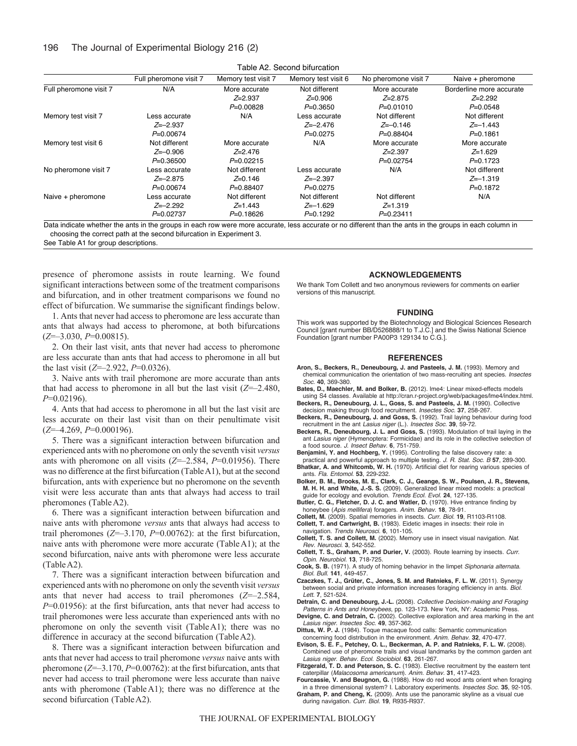Table A2. Second bifurcation

| | Full pheromone visit 7 | Memory test visit 7 | Memory test visit 6 | No pheromone visit 7 | Naive + pheromone |
|---|---|---|---|---|---|
| Full pheromone visit 7 | N/A | More accurate $Z$=2.937 $P$=0.00828 | Not different $Z$=0.906 $P$=0.3650 | More accurate $Z$=2.875 $P$=0.01010 | Borderline more accurate $Z$=2.292 $P$=0.0548 |
| Memory test visit 7 | Less accurate $Z$=–2.937 $P$=0.00674 | N/A | Less accurate $Z$=–2.476 $P$=0.0275 | Not different $Z$=–0.146 $P$=0.88404 | Not different $Z$=–1.443 $P$=0.1861 |
| Memory test visit 6 | Not different $Z$=–0.906 $P$=0.36500 | More accurate $Z$=2.476 $P$=0.02215 | N/A | More accurate $Z$=2.397 $P$=0.02754 | More accurate $Z$=1.629 $P$=0.1723 |
| No pheromone visit 7 | Less accurate $Z$=–2.875 $P$=0.00674 | Not different $Z$=0.146 $P$=0.88407 | Less accurate $Z$=–2.397 $P$=0.0275 | N/A | Not different $Z$=–1.319 $P$=0.1872 |
| Naive + pheromone | Less accurate $Z$=–2.292 $P$=0.02737 | Not different $Z$=1.443 $P$=0.18626 | Not different $Z$=–1.629 $P$=0.1292 | Not different $Z$=1.319 $P$=0.23411 | N/A |

Data indicate whether the ants in the groups in each row were more accurate, less accurate or no different than the ants in the groups in each column in choosing the correct path at the second bifurcation in Experiment 3.
See Table A1 for group descriptions.

presence of pheromone assists in route learning. We found significant interactions between some of the treatment comparisons and bifurcation, and in other treatment comparisons we found no effect of bifurcation. We summarise the significant findings below.

1. Ants that never had access to pheromone are less accurate than ants that always had access to pheromone, at both bifurcations ($Z$=–3.030, $P$=0.00815).

2. On their last visit, ants that never had access to pheromone are less accurate than ants that had access to pheromone in all but the last visit ($Z$=–2.922, $P$=0.0326).

3. Naive ants with trail pheromone are more accurate than ants that had access to pheromone in all but the last visit ($Z$=–2.480, $P$=0.02196).

4. Ants that had access to pheromone in all but the last visit are less accurate on their last visit than on their penultimate visit ($Z$=–4.269, $P$=0.000196).

5. There was a significant interaction between bifurcation and experienced ants with no pheromone on only the seventh visit *versus* ants with pheromone on all visits ($Z$=–2.584, $P$=0.01956). There was no difference at the first bifurcation (Table A1), but at the second bifurcation, ants with experience but no pheromone on the seventh visit were less accurate than ants that always had access to trail pheromones (Table A2).

6. There was a significant interaction between bifurcation and naive ants with pheromone *versus* ants that always had access to trail pheromones ($Z$=–3.170, $P$=0.00762): at the first bifurcation, naive ants with pheromone were more accurate (Table A1); at the second bifurcation, naive ants with pheromone were less accurate (Table A2).

7. There was a significant interaction between bifurcation and experienced ants with no pheromone on only the seventh visit *versus* ants that never had access to trail pheromones ($Z$=–2.584, $P$=0.01956): at the first bifurcation, ants that never had access to trail pheromones were less accurate than experienced ants with no pheromone on only the seventh visit (Table A1); there was no difference in accuracy at the second bifurcation (Table A2).

8. There was a significant interaction between bifurcation and ants that never had access to trail pheromone *versus* naive ants with pheromone ($Z$=–3.170, $P$=0.00762): at the first bifurcation, ants that never had access to trail pheromone were less accurate than naive ants with pheromone (Table A1); there was no difference at the second bifurcation (Table A2).

## ACKNOWLEDGEMENTS

We thank Tom Collett and two anonymous reviewers for comments on earlier versions of this manuscript.

## FUNDING

This work was supported by the Biotechnology and Biological Sciences Research Council [grant number BB/D526888/1 to T.J.C.] and the Swiss National Science Foundation [grant number PA00P3 129134 to C.G.].

## REFERENCES

**Aron, S., Beckers, R., Deneubourg, J. and Pasteels, J. M.** (1993). Memory and chemical communication the orientation of two mass-recruiting ant species. *Insectes Soc.* **40**, 369-380.

**Bates, D., Maechler, M. and Bolker, B.** (2012). lme4: Linear mixed-effects models using S4 classes. Available at http://cran.r-project.org/web/packages/lme4/index.html.

**Beckers, R., Deneubourg, J. L., Goss, S. and Pasteels, J. M.** (1990). Collective decision making through food recruitment. *Insectes Soc.* **37**, 258-267.

**Beckers, R., Deneubourg, J. and Goss, S.** (1992). Trail laying behaviour during food recruitment in the ant *Lasius niger* (L.). *Insectes Soc.* **39**, 59-72.

**Beckers, R., Deneubourg, J. L. and Goss, S.** (1993). Modulation of trail laying in the ant *Lasius niger* (Hymenoptera: Formicidae) and its role in the collective selection of a food source. *J. Insect Behav.* **6**, 751-759.

**Benjamini, Y. and Hochberg, Y.** (1995). Controlling the false discovery rate: a practical and powerful approach to multiple testing. *J. R. Stat. Soc. B* **57**, 289-300.

**Bhatkar, A. and Whitcomb, W. H.** (1970). Artificial diet for rearing various species of ants. *Fla. Entomol.* **53**, 229-232.

**Bolker, B. M., Brooks, M. E., Clark, C. J., Geange, S. W., Poulsen, J. R., Stevens, M. H. H. and White, J.-S. S.** (2009). Generalized linear mixed models: a practical guide for ecology and evolution. *Trends Ecol. Evol.* **24**, 127-135.

**Butler, C. G., Fletcher, D. J. C. and Watler, D.** (1970). Hive entrance finding by honeybee (*Apis mellifera*) foragers. *Anim. Behav.* **18**, 78-91.

**Collett, M.** (2009). Spatial memories in insects. *Curr. Biol.* **19**, R1103-R1108.

**Collett, T. and Cartwright, B.** (1983). Eidetic images in insects: their role in navigation. *Trends Neurosci.* **6**, 101-105.

**Collett, T. S. and Collett, M.** (2002). Memory use in insect visual navigation. *Nat. Rev. Neurosci.* **3**, 542-552.

**Collett, T. S., Graham, P. and Durier, V.** (2003). Route learning by insects. *Curr. Opin. Neurobiol.* **13**, 718-725.

**Cook, S. B.** (1971). A study of homing behavior in the limpet *Siphonaria alternata*. *Biol. Bull.* **141**, 449-457.

**Czaczkes, T. J., Grüter, C., Jones, S. M. and Ratnieks, F. L. W.** (2011). Synergy between social and private information increases foraging efficiency in ants. *Biol. Lett.* **7**, 521-524.

**Detrain, C. and Deneubourg, J.-L.** (2008). *Collective Decision-making and Foraging Patterns in Ants and Honeybees*, pp. 123-173. New York, NY: Academic Press.

**Devigne, C. and Detrain, C.** (2002). Collective exploration and area marking in the ant *Lasius niger*. *Insectes Soc.* **49**, 357-362.

**Dittus, W. P. J.** (1984). Toque macaque food calls: Semantic communication concerning food distribution in the environment. *Anim. Behav.* **32**, 470-477.

**Evison, S. E. F., Petchey, O. L., Beckerman, A. P. and Ratnieks, F. L. W.** (2008). Combined use of pheromone trails and visual landmarks by the common garden ant *Lasius niger*. *Behav. Ecol. Sociobiol.* **63**, 261-267.

**Fitzgerald, T. D. and Peterson, S. C.** (1983). Elective recruitment by the eastern tent caterpillar (*Malacosoma americanum*). *Anim. Behav.* **31**, 417-423.

**Fourcassie, V. and Beugnon, G.** (1988). How do red wood ants orient when foraging in a three dimensional system? I. Laboratory experiments. *Insectes Soc.* **35**, 92-105.

**Graham, P. and Cheng, K.** (2009). Ants use the panoramic skyline as a visual cue during navigation. *Curr. Biol.* **19**, R935-R937.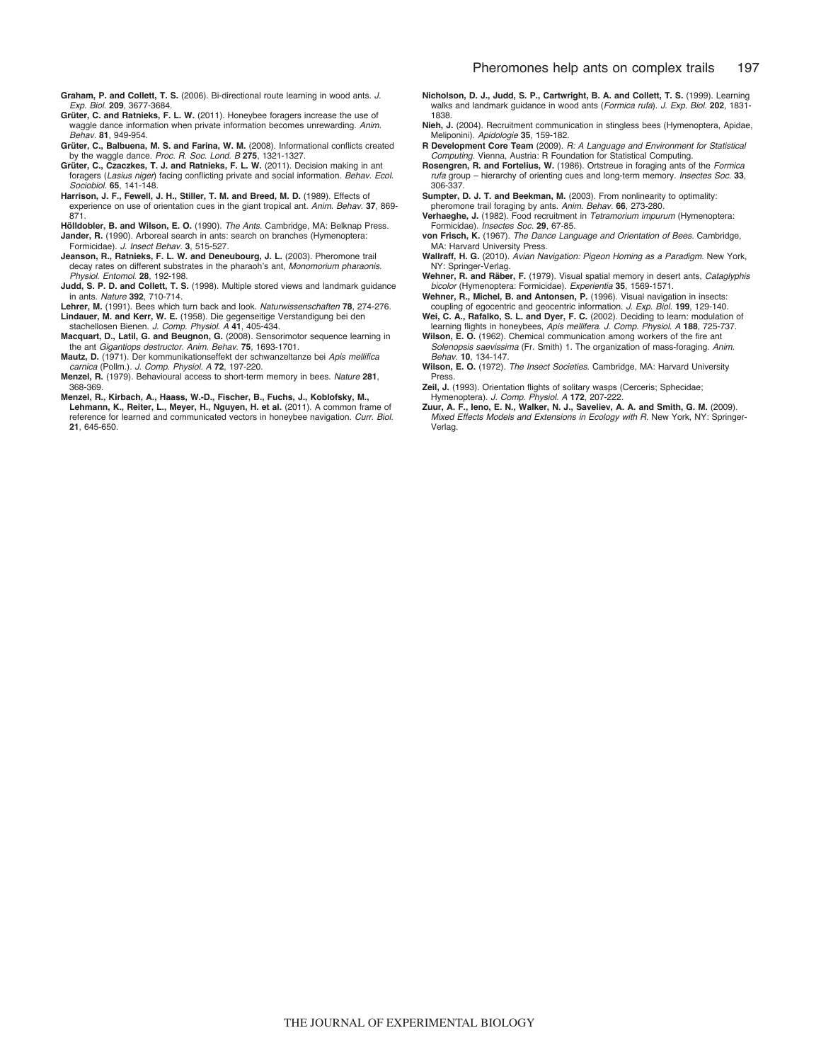**Graham, P. and Collett, T. S.** (2006). Bi-directional route learning in wood ants. *J. Exp. Biol.* **209**, 3677-3684.

**Grüter, C. and Ratnieks, F. L. W.** (2011). Honeybee foragers increase the use of waggle dance information when private information becomes unrewarding. *Anim. Behav.* **81**, 949-954.

**Grüter, C., Balbuena, M. S. and Farina, W. M.** (2008). Informational conflicts created by the waggle dance. *Proc. R. Soc. Lond. B* **275**, 1321-1327.

**Grüter, C., Czaczkes, T. J. and Ratnieks, F. L. W.** (2011). Decision making in ant foragers (*Lasius niger*) facing conflicting private and social information. *Behav. Ecol. Sociobiol.* **65**, 141-148.

**Harrison, J. F., Fewell, J. H., Stiller, T. M. and Breed, M. D.** (1989). Effects of experience on use of orientation cues in the giant tropical ant. *Anim. Behav.* **37**, 869-871.

**Hölldobler, B. and Wilson, E. O.** (1990). *The Ants*. Cambridge, MA: Belknap Press.

**Jander, R.** (1990). Arboreal search in ants: search on branches (Hymenoptera: Formicidae). *J. Insect Behav.* **3**, 515-527.

**Jeanson, R., Ratnieks, F. L. W. and Deneubourg, J. L.** (2003). Pheromone trail decay rates on different substrates in the pharaoh's ant, *Monomorium pharaonis*. *Physiol. Entomol.* **28**, 192-198.

**Judd, S. P. D. and Collett, T. S.** (1998). Multiple stored views and landmark guidance in ants. *Nature* **392**, 710-714.

**Lehrer, M.** (1991). Bees which turn back and look. *Naturwissenschaften* **78**, 274-276.

**Lindauer, M. and Kerr, W. E.** (1958). Die gegenseitige Verstandigung bei den stachellosen Bienen. *J. Comp. Physiol. A* **41**, 405-434.

**Macquart, D., Latil, G. and Beugnon, G.** (2008). Sensorimotor sequence learning in the ant *Gigantiops destructor*. *Anim. Behav.* **75**, 1693-1701.

**Mautz, D.** (1971). Der kommunikationseffekt der schwanzeltanze bei *Apis mellifica carnica* (Pollm.). *J. Comp. Physiol. A* **72**, 197-220.

**Menzel, R.** (1979). Behavioural access to short-term memory in bees. *Nature* **281**, 368-369.

**Menzel, R., Kirbach, A., Haass, W.-D., Fischer, B., Fuchs, J., Koblofsky, M., Lehmann, K., Reiter, L., Meyer, H., Nguyen, H. et al.** (2011). A common frame of reference for learned and communicated vectors in honeybee navigation. *Curr. Biol.* **21**, 645-650.

**Nicholson, D. J., Judd, S. P., Cartwright, B. A. and Collett, T. S.** (1999). Learning walks and landmark guidance in wood ants (*Formica rufa*). *J. Exp. Biol.* **202**, 1831-1838.

**Nieh, J.** (2004). Recruitment communication in stingless bees (Hymenoptera, Apidae, Meliponini). *Apidologie* **35**, 159-182.

**R Development Core Team** (2009). *R: A Language and Environment for Statistical Computing*. Vienna, Austria: R Foundation for Statistical Computing.

**Rosengren, R. and Fortelius, W.** (1986). Ortstreue in foraging ants of the *Formica rufa* group – hierarchy of orienting cues and long-term memory. *Insectes Soc.* **33**, 306-337.

**Sumpter, D. J. T. and Beekman, M.** (2003). From nonlinearity to optimality: pheromone trail foraging by ants. *Anim. Behav.* **66**, 273-280.

**Verhaeghe, J.** (1982). Food recruitment in *Tetramorium impurum* (Hymenoptera: Formicidae). *Insectes Soc.* **29**, 67-85.

**von Frisch, K.** (1967). *The Dance Language and Orientation of Bees*. Cambridge, MA: Harvard University Press.

**Wallraff, H. G.** (2010). *Avian Navigation: Pigeon Homing as a Paradigm*. New York, NY: Springer-Verlag.

**Wehner, R. and Räber, F.** (1979). Visual spatial memory in desert ants, *Cataglyphis bicolor* (Hymenoptera: Formicidae). *Experientia* **35**, 1569-1571.

**Wehner, R., Michel, B. and Antonsen, P.** (1996). Visual navigation in insects: coupling of egocentric and geocentric information. *J. Exp. Biol.* **199**, 129-140.

**Wei, C. A., Rafalko, S. L. and Dyer, F. C.** (2002). Deciding to learn: modulation of learning flights in honeybees, *Apis mellifera*. *J. Comp. Physiol. A* **188**, 725-737.

**Wilson, E. O.** (1962). Chemical communication among workers of the fire ant *Solenopsis saevissima* (Fr. Smith) 1. The organization of mass-foraging. *Anim. Behav.* **10**, 134-147.

**Wilson, E. O.** (1972). *The Insect Societies*. Cambridge, MA: Harvard University Press.

**Zeil, J.** (1993). Orientation flights of solitary wasps (Cerceris; Sphecidae; Hymenoptera). *J. Comp. Physiol. A* **172**, 207-222.

**Zuur, A. F., Ieno, E. N., Walker, N. J., Saveliev, A. A. and Smith, G. M.** (2009). *Mixed Effects Models and Extensions in Ecology with R*. New York, NY: Springer-Verlag.